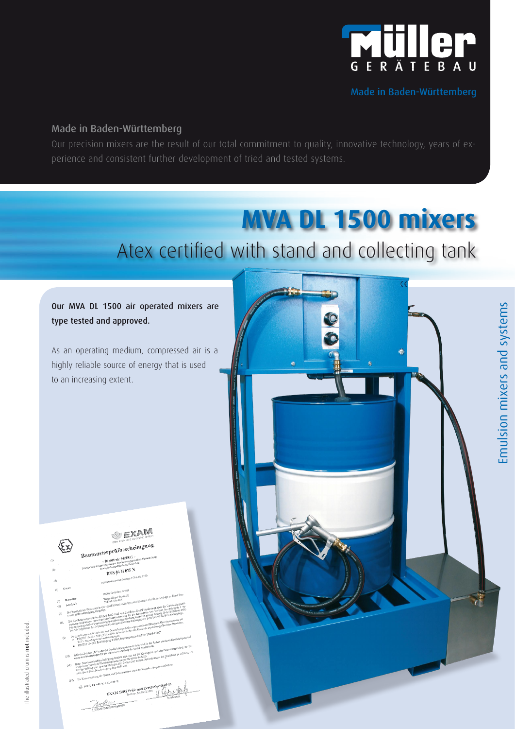Müller GERÄTEBAU

Made in Baden-Württemberg

## Made in Baden-Württemberg

Our precision mixers are the result of our total commitment to quality, innovative technology, years of experience and consistent further development of tried and tested systems.

# MVA DL 1500 mixers

## Atex certified with stand and collecting tank

Emulsion mixers and systems

**Our MVA DL 1500 air operated mixers are type tested and approved.**

As an operating medium, compressed air is a highly reliable source of energy that is used to an increasing extent.

The illustrated drum is **not** included.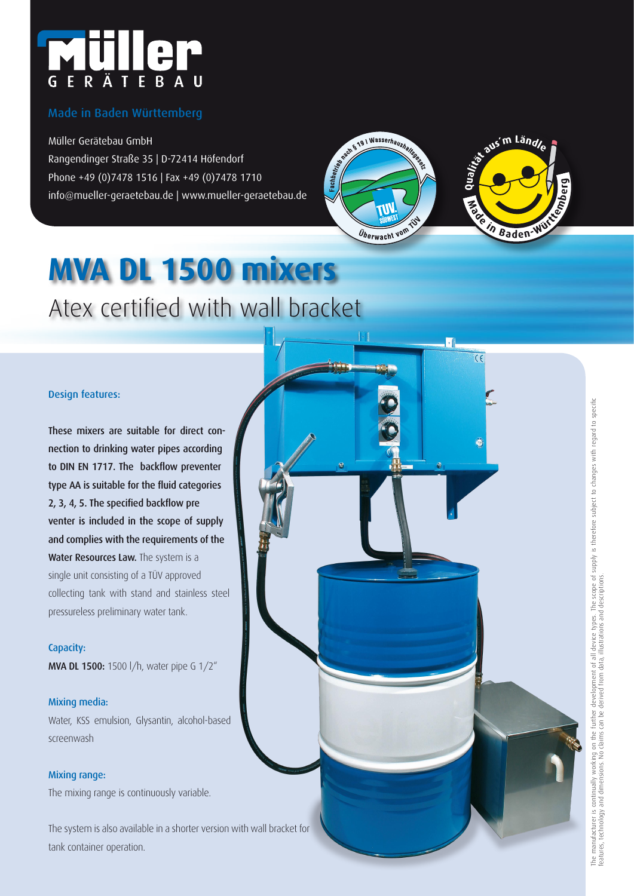Müller GERÄTEBAU

Made in Baden Württemberg

Müller Gerätebau GmbH
Rangendinger Straße 35 | D-72414 Höfendorf
Phone +49 (0)7478 1516 | Fax +49 (0)7478 1710
info@mueller-geraetebau.de | www.mueller-geraetebau.de

# MVA DL 1500 mixers

## Atex certified with wall bracket

### Design features:

**These mixers are suitable for direct connection to drinking water pipes according to DIN EN 1717. The backflow preventer type AA is suitable for the fluid categories 2, 3, 4, 5. The specified backflow preventer is included in the scope of supply and complies with the requirements of the Water Resources Law.** The system is a single unit consisting of a TÜV approved collecting tank with stand and stainless steel pressureless preliminary water tank.

### Capacity:

**MVA DL 1500:** 1500 l/h, water pipe G 1/2"

### Mixing media:

Water, KSS emulsion, Glysantin, alcohol-based screenwash

### Mixing range:

The mixing range is continuously variable.

The system is also available in a shorter version with wall bracket for tank container operation.

The manufacturer is continually working on the further development of all device types. The scope of supply is therefore subject to changes with regard to specific features, technology and dimensions. No claims can be derived from data, illustrations and descriptions.